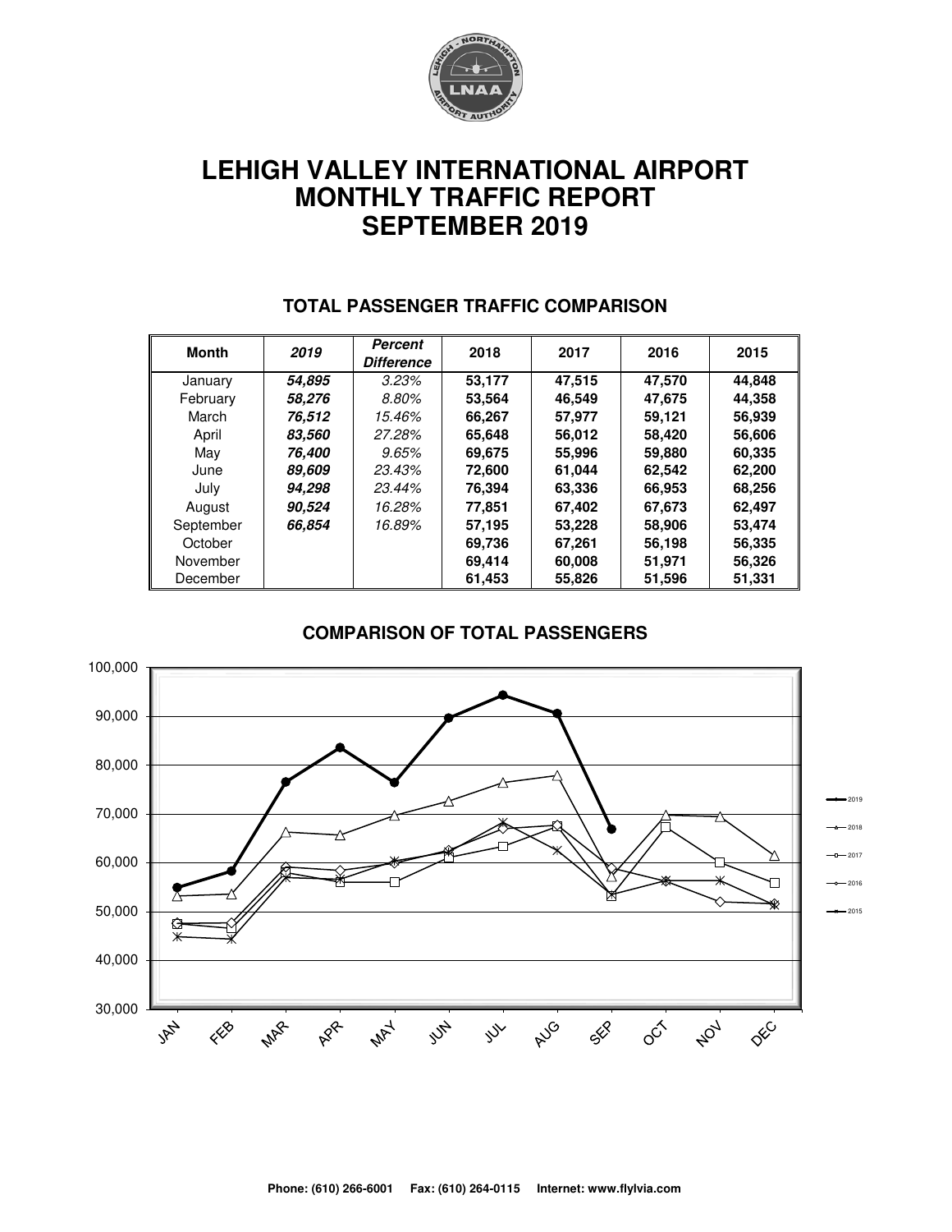# LEHIGH VALLEY INTERNATIONAL AIRPORT
# MONTHLY TRAFFIC REPORT
# SEPTEMBER 2019

## TOTAL PASSENGER TRAFFIC COMPARISON

| Month | *2019* | *Percent Difference* | 2018 | 2017 | 2016 | 2015 |
|---|---|---|---|---|---|---|
| January | ***54,895*** | *3.23%* | **53,177** | **47,515** | **47,570** | **44,848** |
| February | ***58,276*** | *8.80%* | **53,564** | **46,549** | **47,675** | **44,358** |
| March | ***76,512*** | *15.46%* | **66,267** | **57,977** | **59,121** | **56,939** |
| April | ***83,560*** | *27.28%* | **65,648** | **56,012** | **58,420** | **56,606** |
| May | ***76,400*** | *9.65%* | **69,675** | **55,996** | **59,880** | **60,335** |
| June | ***89,609*** | *23.43%* | **72,600** | **61,044** | **62,542** | **62,200** |
| July | ***94,298*** | *23.44%* | **76,394** | **63,336** | **66,953** | **68,256** |
| August | ***90,524*** | *16.28%* | **77,851** | **67,402** | **67,673** | **62,497** |
| September | ***66,854*** | *16.89%* | **57,195** | **53,228** | **58,906** | **53,474** |
| October | | | **69,736** | **67,261** | **56,198** | **56,335** |
| November | | | **69,414** | **60,008** | **51,971** | **56,326** |
| December | | | **61,453** | **55,826** | **51,596** | **51,331** |

## COMPARISON OF TOTAL PASSENGERS

Phone: (610) 266-6001 Fax: (610) 264-0115 Internet: www.flylvia.com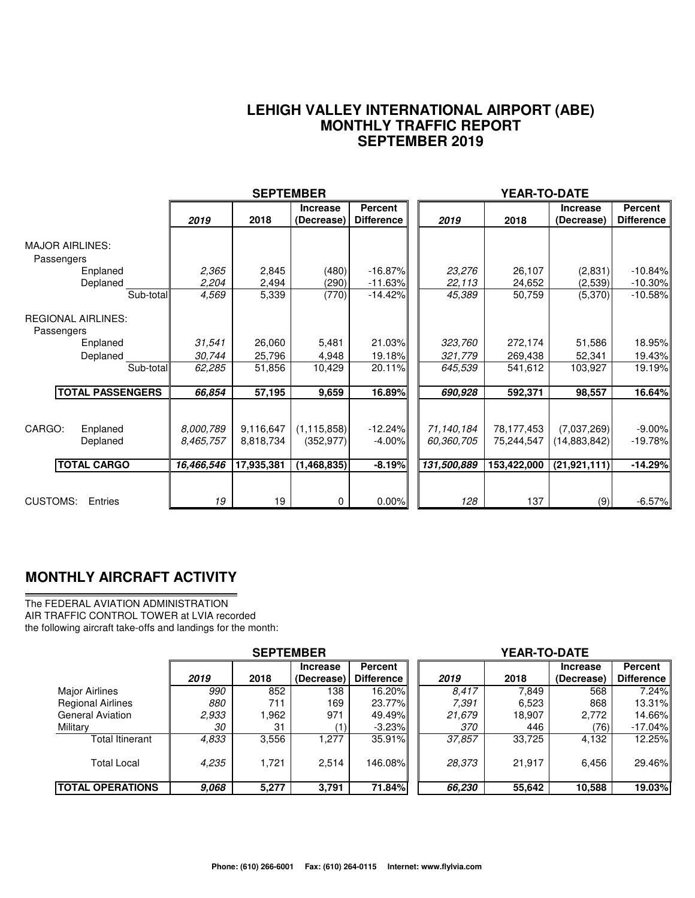# LEHIGH VALLEY INTERNATIONAL AIRPORT (ABE)
## MONTHLY TRAFFIC REPORT
## SEPTEMBER 2019

| | SEPTEMBER | | | | YEAR-TO-DATE | | | |
|---|---|---|---|---|---|---|---|---|
| | *2019* | 2018 | Increase (Decrease) | Percent Difference | *2019* | 2018 | Increase (Decrease) | Percent Difference |
| **MAJOR AIRLINES:** | | | | | | | | |
| Passengers | | | | | | | | |
| Enplaned | *2,365* | 2,845 | (480) | -16.87% | *23,276* | 26,107 | (2,831) | -10.84% |
| Deplaned | *2,204* | 2,494 | (290) | -11.63% | *22,113* | 24,652 | (2,539) | -10.30% |
| Sub-total | *4,569* | 5,339 | (770) | -14.42% | *45,389* | 50,759 | (5,370) | -10.58% |
| **REGIONAL AIRLINES:** | | | | | | | | |
| Passengers | | | | | | | | |
| Enplaned | *31,541* | 26,060 | 5,481 | 21.03% | *323,760* | 272,174 | 51,586 | 18.95% |
| Deplaned | *30,744* | 25,796 | 4,948 | 19.18% | *321,779* | 269,438 | 52,341 | 19.43% |
| Sub-total | *62,285* | 51,856 | 10,429 | 20.11% | *645,539* | 541,612 | 103,927 | 19.19% |
| **TOTAL PASSENGERS** | ***66,854*** | **57,195** | **9,659** | **16.89%** | ***690,928*** | **592,371** | **98,557** | **16.64%** |
| CARGO: Enplaned | *8,000,789* | 9,116,647 | (1,115,858) | -12.24% | *71,140,184* | 78,177,453 | (7,037,269) | -9.00% |
| Deplaned | *8,465,757* | 8,818,734 | (352,977) | -4.00% | *60,360,705* | 75,244,547 | (14,883,842) | -19.78% |
| **TOTAL CARGO** | ***16,466,546*** | **17,935,381** | **(1,468,835)** | **-8.19%** | ***131,500,889*** | **153,422,000** | **(21,921,111)** | **-14.29%** |
| CUSTOMS: Entries | *19* | 19 | 0 | 0.00% | *128* | 137 | (9) | -6.57% |

## MONTHLY AIRCRAFT ACTIVITY

The FEDERAL AVIATION ADMINISTRATION
AIR TRAFFIC CONTROL TOWER at LVIA recorded
the following aircraft take-offs and landings for the month:

| | SEPTEMBER | | | | YEAR-TO-DATE | | | |
|---|---|---|---|---|---|---|---|---|
| | *2019* | 2018 | Increase (Decrease) | Percent Difference | *2019* | 2018 | Increase (Decrease) | Percent Difference |
| Major Airlines | *990* | 852 | 138 | 16.20% | *8,417* | 7,849 | 568 | 7.24% |
| Regional Airlines | *880* | 711 | 169 | 23.77% | *7,391* | 6,523 | 868 | 13.31% |
| General Aviation | *2,933* | 1,962 | 971 | 49.49% | *21,679* | 18,907 | 2,772 | 14.66% |
| Military | *30* | 31 | (1) | -3.23% | *370* | 446 | (76) | -17.04% |
| Total Itinerant | *4,833* | 3,556 | 1,277 | 35.91% | *37,857* | 33,725 | 4,132 | 12.25% |
| Total Local | *4,235* | 1,721 | 2,514 | 146.08% | *28,373* | 21,917 | 6,456 | 29.46% |
| **TOTAL OPERATIONS** | ***9,068*** | **5,277** | **3,791** | **71.84%** | ***66,230*** | **55,642** | **10,588** | **19.03%** |

**Phone: (610) 266-6001 Fax: (610) 264-0115 Internet: www.flylvia.com**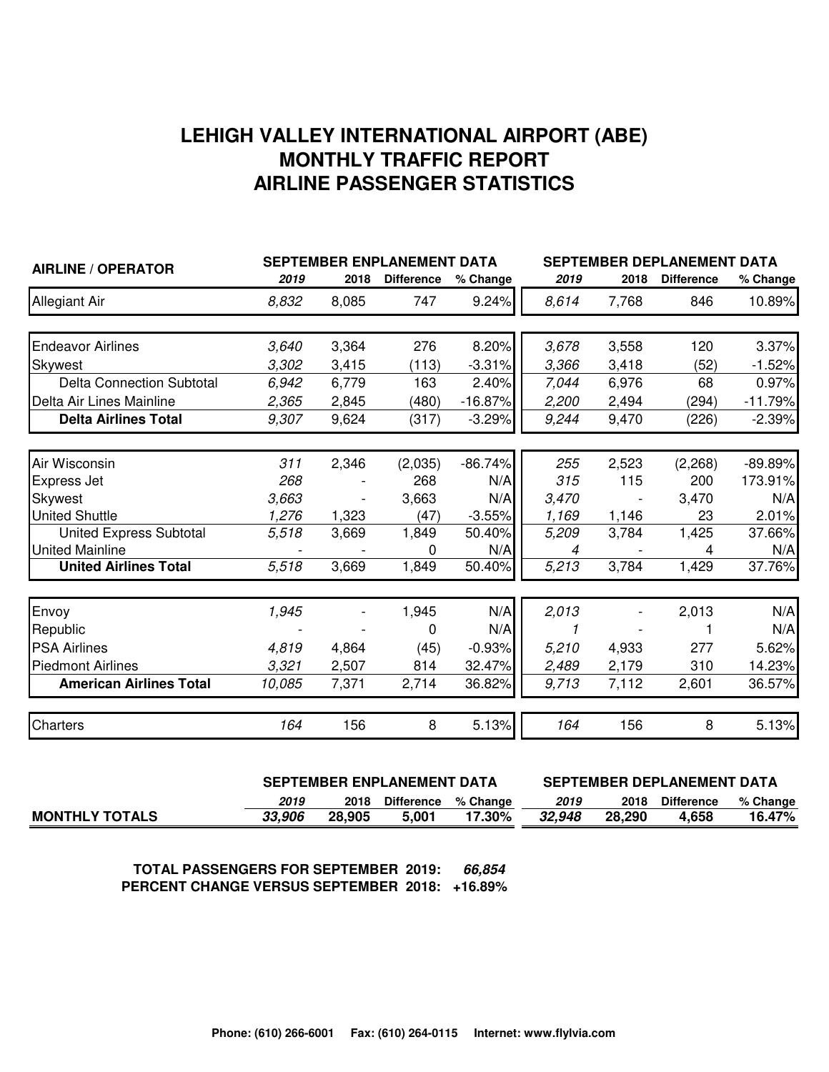# LEHIGH VALLEY INTERNATIONAL AIRPORT (ABE)
# MONTHLY TRAFFIC REPORT
# AIRLINE PASSENGER STATISTICS

| AIRLINE / OPERATOR | SEPTEMBER ENPLANEMENT DATA | | | | SEPTEMBER DEPLANEMENT DATA | | | |
|---|---|---|---|---|---|---|---|---|
| | *2019* | 2018 | Difference | % Change | *2019* | 2018 | Difference | % Change |
| Allegiant Air | *8,832* | 8,085 | 747 | 9.24% | *8,614* | 7,768 | 846 | 10.89% |
| Endeavor Airlines | *3,640* | 3,364 | 276 | 8.20% | *3,678* | 3,558 | 120 | 3.37% |
| Skywest | *3,302* | 3,415 | (113) | -3.31% | *3,366* | 3,418 | (52) | -1.52% |
| Delta Connection Subtotal | *6,942* | 6,779 | 163 | 2.40% | *7,044* | 6,976 | 68 | 0.97% |
| Delta Air Lines Mainline | *2,365* | 2,845 | (480) | -16.87% | *2,200* | 2,494 | (294) | -11.79% |
| **Delta Airlines Total** | *9,307* | 9,624 | (317) | -3.29% | *9,244* | 9,470 | (226) | -2.39% |
| Air Wisconsin | *311* | 2,346 | (2,035) | -86.74% | *255* | 2,523 | (2,268) | -89.89% |
| Express Jet | *268* | - | 268 | N/A | *315* | 115 | 200 | 173.91% |
| Skywest | *3,663* | - | 3,663 | N/A | *3,470* | - | 3,470 | N/A |
| United Shuttle | *1,276* | 1,323 | (47) | -3.55% | *1,169* | 1,146 | 23 | 2.01% |
| United Express Subtotal | *5,518* | 3,669 | 1,849 | 50.40% | *5,209* | 3,784 | 1,425 | 37.66% |
| United Mainline | - | - | 0 | N/A | *4* | - | 4 | N/A |
| **United Airlines Total** | *5,518* | 3,669 | 1,849 | 50.40% | *5,213* | 3,784 | 1,429 | 37.76% |
| Envoy | *1,945* | - | 1,945 | N/A | *2,013* | - | 2,013 | N/A |
| Republic | - | - | 0 | N/A | *1* | - | 1 | N/A |
| PSA Airlines | *4,819* | 4,864 | (45) | -0.93% | *5,210* | 4,933 | 277 | 5.62% |
| Piedmont Airlines | *3,321* | 2,507 | 814 | 32.47% | *2,489* | 2,179 | 310 | 14.23% |
| **American Airlines Total** | *10,085* | 7,371 | 2,714 | 36.82% | *9,713* | 7,112 | 2,601 | 36.57% |
| Charters | *164* | 156 | 8 | 5.13% | *164* | 156 | 8 | 5.13% |

| | SEPTEMBER ENPLANEMENT DATA | | | | SEPTEMBER DEPLANEMENT DATA | | | |
|---|---|---|---|---|---|---|---|---|
| | *2019* | 2018 | Difference | % Change | *2019* | 2018 | Difference | % Change |
| **MONTHLY TOTALS** | ***33,906*** | **28,905** | **5,001** | **17.30%** | ***32,948*** | **28,290** | **4,658** | **16.47%** |

**TOTAL PASSENGERS FOR SEPTEMBER 2019:** ***66,854***

**PERCENT CHANGE VERSUS SEPTEMBER 2018: +16.89%**

**Phone: (610) 266-6001 Fax: (610) 264-0115 Internet: www.flylvia.com**